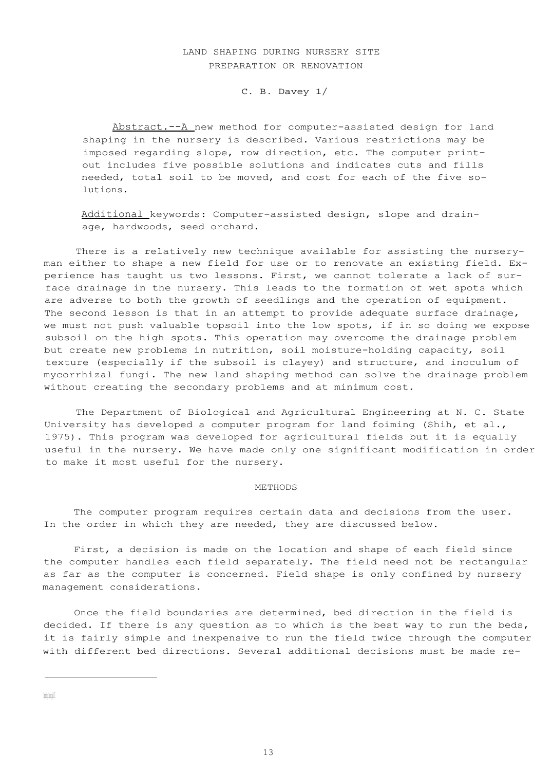# LAND SHAPING DURING NURSERY SITE PREPARATION OR RENOVATION

C. B. Davey 1/

Abstract.--A new method for computer-assisted design for land shaping in the nursery is described. Various restrictions may be imposed regarding slope, row direction, etc. The computer printout includes five possible solutions and indicates cuts and fills needed, total soil to be moved, and cost for each of the five solutions.

Additional keywords: Computer-assisted design, slope and drainage, hardwoods, seed orchard.

There is a relatively new technique available for assisting the nurseryman either to shape a new field for use or to renovate an existing field. Experience has taught us two lessons. First, we cannot tolerate a lack of surface drainage in the nursery. This leads to the formation of wet spots which are adverse to both the growth of seedlings and the operation of equipment. The second lesson is that in an attempt to provide adequate surface drainage, we must not push valuable topsoil into the low spots, if in so doing we expose subsoil on the high spots. This operation may overcome the drainage problem but create new problems in nutrition, soil moisture-holding capacity, soil texture (especially if the subsoil is clayey) and structure, and inoculum of mycorrhizal fungi. The new land shaping method can solve the drainage problem without creating the secondary problems and at minimum cost.

The Department of Biological and Agricultural Engineering at N. C. State University has developed a computer program for land foiming (Shih, et al., 1975). This program was developed for agricultural fields but it is equally useful in the nursery. We have made only one significant modification in order to make it most useful for the nursery.

## METHODS

The computer program requires certain data and decisions from the user. In the order in which they are needed, they are discussed below.

First, a decision is made on the location and shape of each field since the computer handles each field separately. The field need not be rectangular as far as the computer is concerned. Field shape is only confined by nursery management considerations.

Once the field boundaries are determined, bed direction in the field is decided. If there is any question as to which is the best way to run the beds, it is fairly simple and inexpensive to run the field twice through the computer with different bed directions. Several additional decisions must be made re-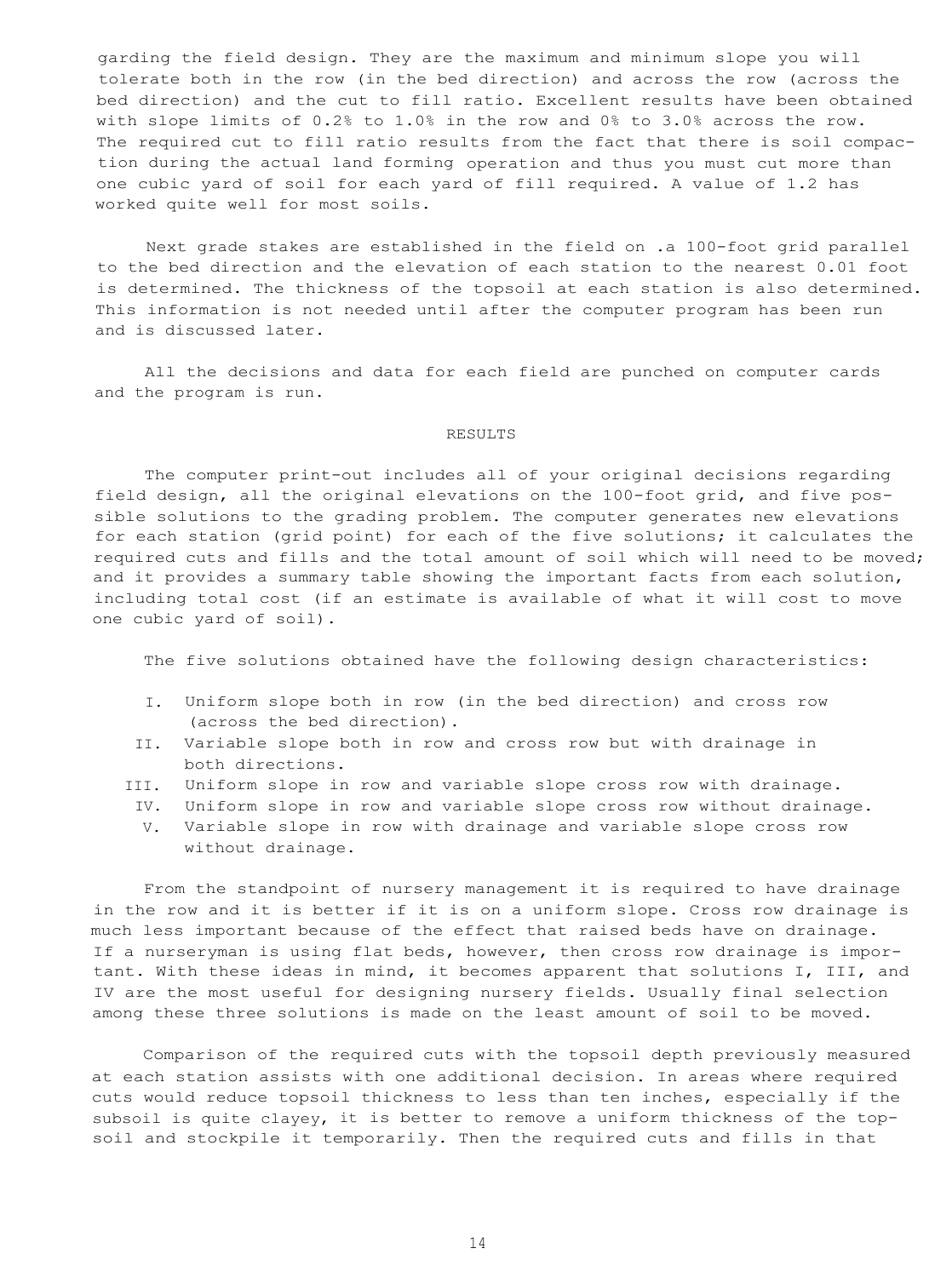garding the field design. They are the maximum and minimum slope you will tolerate both in the row (in the bed direction) and across the row (across the bed direction) and the cut to fill ratio. Excellent results have been obtained with slope limits of 0.2% to 1.0% in the row and 0% to 3.0% across the row. The required cut to fill ratio results from the fact that there is soil compaction during the actual land forming operation and thus you must cut more than one cubic yard of soil for each yard of fill required. A value of 1.2 has worked quite well for most soils.

Next grade stakes are established in the field on .a 100-foot grid parallel to the bed direction and the elevation of each station to the nearest 0.01 foot is determined. The thickness of the topsoil at each station is also determined. This information is not needed until after the computer program has been run and is discussed later.

All the decisions and data for each field are punched on computer cards and the program is run.

## RESULTS

The computer print-out includes all of your original decisions regarding field design, all the original elevations on the 100-foot grid, and five possible solutions to the grading problem. The computer generates new elevations for each station (grid point) for each of the five solutions; it calculates the required cuts and fills and the total amount of soil which will need to be moved; and it provides a summary table showing the important facts from each solution, including total cost (if an estimate is available of what it will cost to move one cubic yard of soil).

The five solutions obtained have the following design characteristics:

- I. Uniform slope both in row (in the bed direction) and cross row (across the bed direction).
- II. Variable slope both in row and cross row but with drainage in both directions.
- III. Uniform slope in row and variable slope cross row with drainage.
- IV. Uniform slope in row and variable slope cross row without drainage.
- V. Variable slope in row with drainage and variable slope cross row without drainage.

From the standpoint of nursery management it is required to have drainage in the row and it is better if it is on a uniform slope. Cross row drainage is much less important because of the effect that raised beds have on drainage. If a nurseryman is using flat beds, however, then cross row drainage is important. With these ideas in mind, it becomes apparent that solutions I, III, and IV are the most useful for designing nursery fields. Usually final selection among these three solutions is made on the least amount of soil to be moved.

Comparison of the required cuts with the topsoil depth previously measured at each station assists with one additional decision. In areas where required cuts would reduce topsoil thickness to less than ten inches, especially if the subsoil is quite clayey, it is better to remove a uniform thickness of the topsoil and stockpile it temporarily. Then the required cuts and fills in that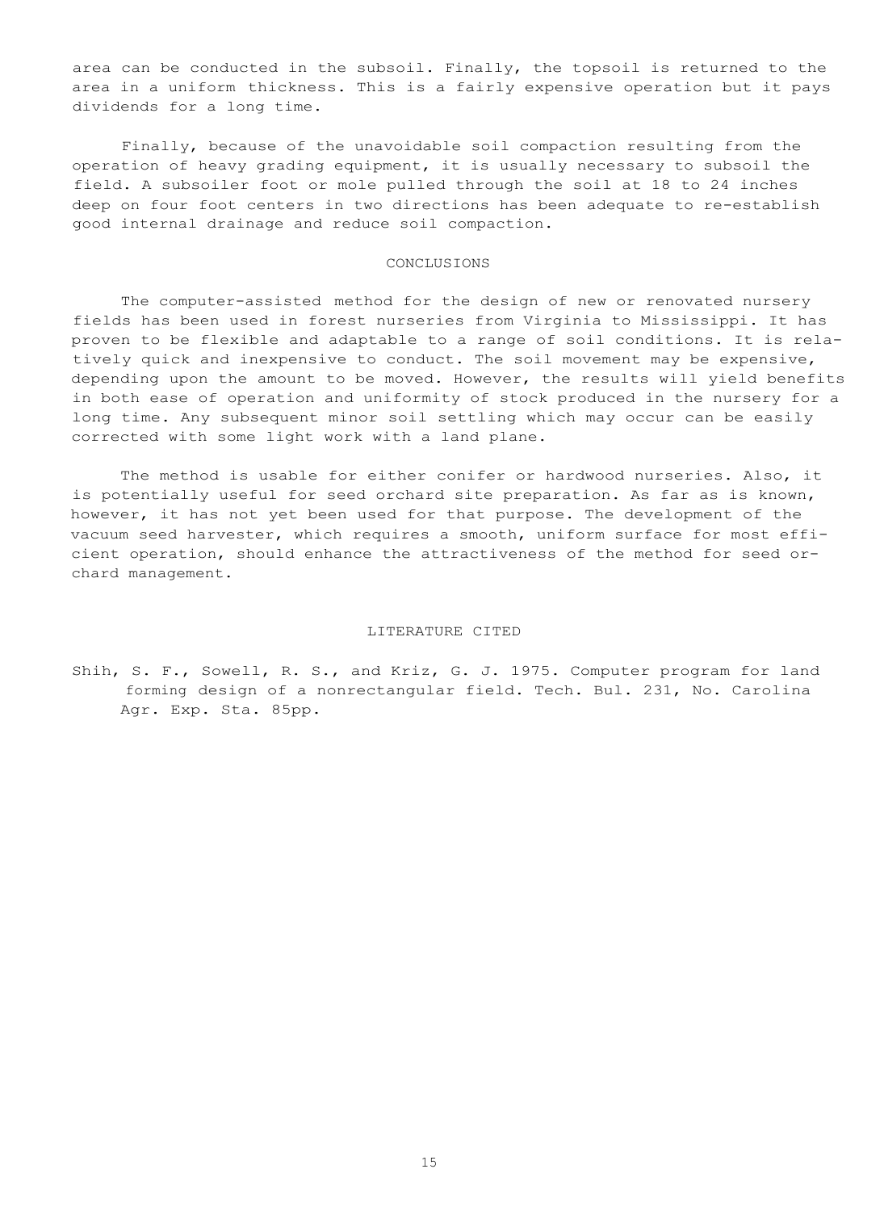area can be conducted in the subsoil. Finally, the topsoil is returned to the area in a uniform thickness. This is a fairly expensive operation but it pays dividends for a long time.

Finally, because of the unavoidable soil compaction resulting from the operation of heavy grading equipment, it is usually necessary to subsoil the field. A subsoiler foot or mole pulled through the soil at 18 to 24 inches deep on four foot centers in two directions has been adequate to re-establish good internal drainage and reduce soil compaction.

## CONCLUSIONS

The computer-assisted method for the design of new or renovated nursery fields has been used in forest nurseries from Virginia to Mississippi. It has proven to be flexible and adaptable to a range of soil conditions. It is relatively quick and inexpensive to conduct. The soil movement may be expensive, depending upon the amount to be moved. However, the results will yield benefits in both ease of operation and uniformity of stock produced in the nursery for a long time. Any subsequent minor soil settling which may occur can be easily corrected with some light work with a land plane.

The method is usable for either conifer or hardwood nurseries. Also, it is potentially useful for seed orchard site preparation. As far as is known, however, it has not yet been used for that purpose. The development of the vacuum seed harvester, which requires a smooth, uniform surface for most efficient operation, should enhance the attractiveness of the method for seed orchard management.

## LITERATURE CITED

Shih, S. F., Sowell, R. S., and Kriz, G. J. 1975. Computer program for land forming design of a nonrectangular field. Tech. Bul. 231, No. Carolina Agr. Exp. Sta. 85pp.